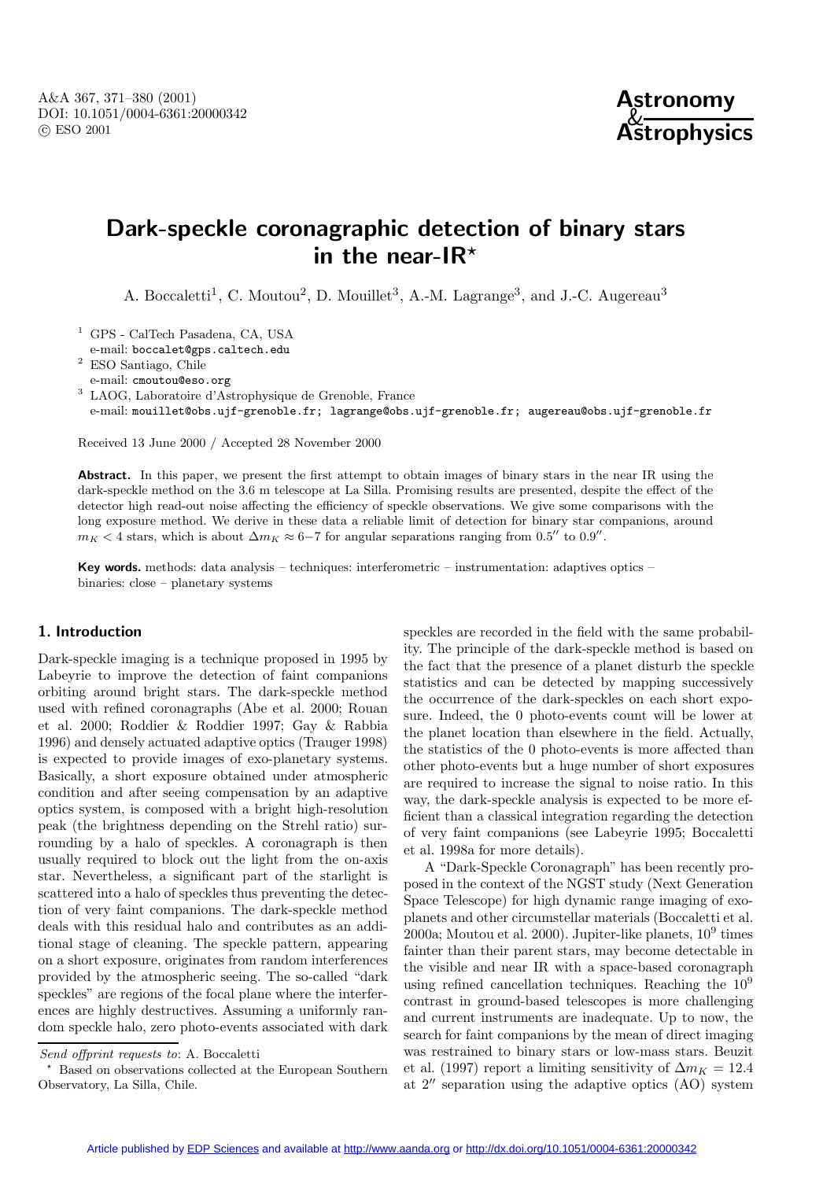# Dark-speckle coronagraphic detection of binary stars in the near-IR*

A. Boccaletti[1], C. Moutou[2], D. Mouillet[3], A.-M. Lagrange[3], and J.-C. Augereau[3]

[1] GPS - CalTech Pasadena, CA, USA
e-mail: boccalet@gps.caltech.edu

[2] ESO Santiago, Chile
e-mail: cmoutou@eso.org

[3] LAOG, Laboratoire d'Astrophysique de Grenoble, France
e-mail: mouillet@obs.ujf-grenoble.fr; lagrange@obs.ujf-grenoble.fr; augereau@obs.ujf-grenoble.fr

Received 13 June 2000 / Accepted 28 November 2000

**Abstract.** In this paper, we present the first attempt to obtain images of binary stars in the near IR using the dark-speckle method on the 3.6 m telescope at La Silla. Promising results are presented, despite the effect of the detector high read-out noise affecting the efficiency of speckle observations. We give some comparisons with the long exposure method. We derive in these data a reliable limit of detection for binary star companions, around $m_K < 4$ stars, which is about $\Delta m_K \approx 6-7$ for angular separations ranging from $0.5''$ to $0.9''$.

**Key words.** methods: data analysis – techniques: interferometric – instrumentation: adaptives optics – binaries: close – planetary systems

## 1. Introduction

Dark-speckle imaging is a technique proposed in 1995 by Labeyrie to improve the detection of faint companions orbiting around bright stars. The dark-speckle method used with refined coronagraphs (Abe et al. 2000; Rouan et al. 2000; Roddier & Roddier 1997; Gay & Rabbia 1996) and densely actuated adaptive optics (Trauger 1998) is expected to provide images of exo-planetary systems. Basically, a short exposure obtained under atmospheric condition and after seeing compensation by an adaptive optics system, is composed with a bright high-resolution peak (the brightness depending on the Strehl ratio) surrounding by a halo of speckles. A coronagraph is then usually required to block out the light from the on-axis star. Nevertheless, a significant part of the starlight is scattered into a halo of speckles thus preventing the detection of very faint companions. The dark-speckle method deals with this residual halo and contributes as an additional stage of cleaning. The speckle pattern, appearing on a short exposure, originates from random interferences provided by the atmospheric seeing. The so-called "dark speckles" are regions of the focal plane where the interferences are highly destructives. Assuming a uniformly random speckle halo, zero photo-events associated with dark speckles are recorded in the field with the same probability. The principle of the dark-speckle method is based on the fact that the presence of a planet disturb the speckle statistics and can be detected by mapping successively the occurrence of the dark-speckles on each short exposure. Indeed, the 0 photo-events count will be lower at the planet location than elsewhere in the field. Actually, the statistics of the 0 photo-events is more affected than other photo-events but a huge number of short exposures are required to increase the signal to noise ratio. In this way, the dark-speckle analysis is expected to be more efficient than a classical integration regarding the detection of very faint companions (see Labeyrie 1995; Boccaletti et al. 1998a for more details).

A "Dark-Speckle Coronagraph" has been recently proposed in the context of the NGST study (Next Generation Space Telescope) for high dynamic range imaging of exoplanets and other circumstellar materials (Boccaletti et al. 2000a; Moutou et al. 2000). Jupiter-like planets, $10^9$ times fainter than their parent stars, may become detectable in the visible and near IR with a space-based coronagraph using refined cancellation techniques. Reaching the $10^9$ contrast in ground-based telescopes is more challenging and current instruments are inadequate. Up to now, the search for faint companions by the mean of direct imaging was restrained to binary stars or low-mass stars. Beuzit et al. (1997) report a limiting sensitivity of $\Delta m_K = 12.4$ at $2''$ separation using the adaptive optics (AO) system

---

*Send offprint requests to*: A. Boccaletti

* Based on observations collected at the European Southern Observatory, La Silla, Chile.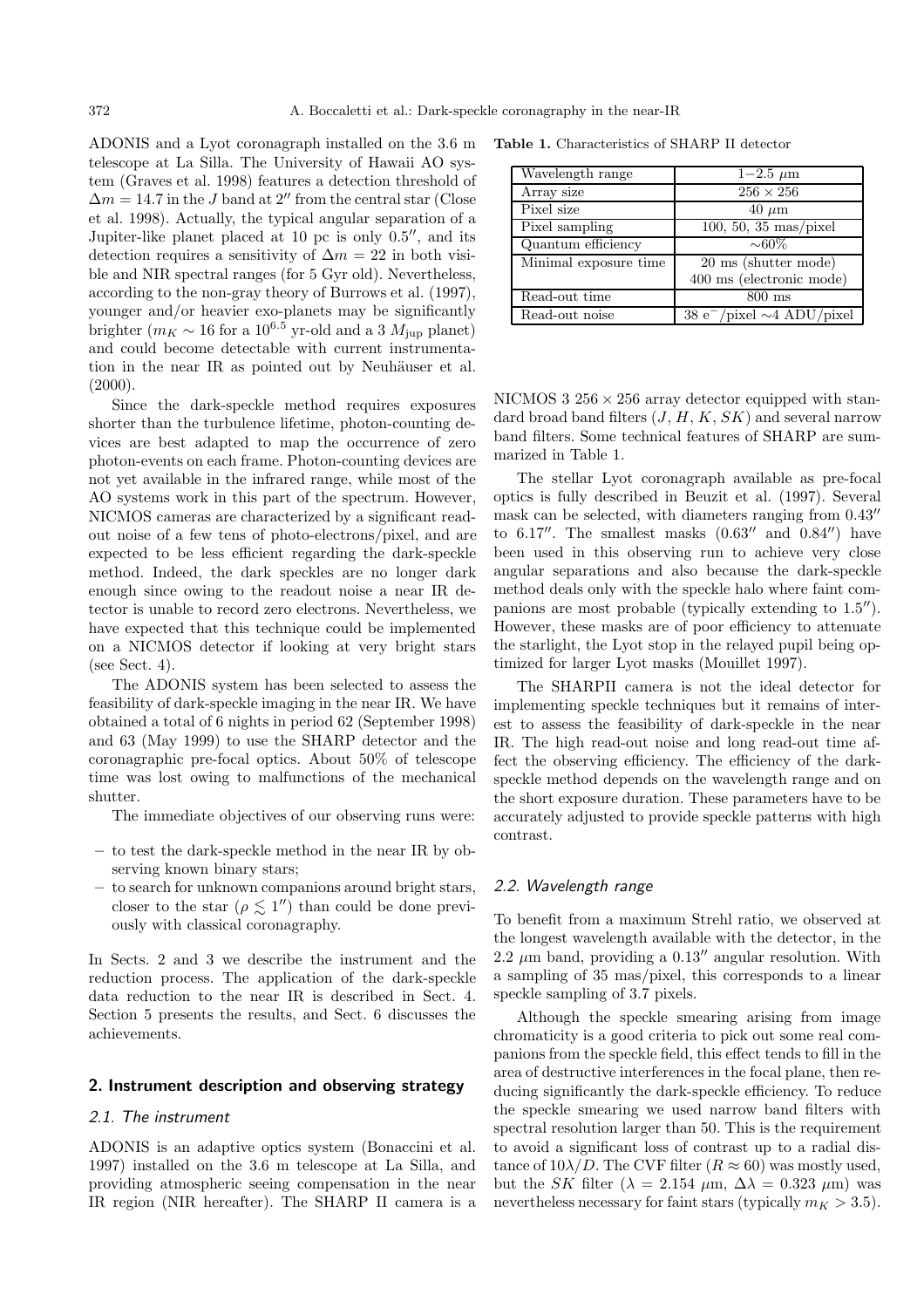ADONIS and a Lyot coronagraph installed on the 3.6 m telescope at La Silla. The University of Hawaii AO system (Graves et al. 1998) features a detection threshold of $\Delta m = 14.7$ in the $J$ band at $2''$ from the central star (Close et al. 1998). Actually, the typical angular separation of a Jupiter-like planet placed at 10 pc is only $0.5''$, and its detection requires a sensitivity of $\Delta m = 22$ in both visible and NIR spectral ranges (for 5 Gyr old). Nevertheless, according to the non-gray theory of Burrows et al. (1997), younger and/or heavier exo-planets may be significantly brighter ($m_K \sim 16$ for a $10^{6.5}$ yr-old and a 3 $M_{\rm jup}$ planet) and could become detectable with current instrumentation in the near IR as pointed out by Neuhäuser et al. (2000).

Since the dark-speckle method requires exposures shorter than the turbulence lifetime, photon-counting devices are best adapted to map the occurrence of zero photon-events on each frame. Photon-counting devices are not yet available in the infrared range, while most of the AO systems work in this part of the spectrum. However, NICMOS cameras are characterized by a significant readout noise of a few tens of photo-electrons/pixel, and are expected to be less efficient regarding the dark-speckle method. Indeed, the dark speckles are no longer dark enough since owing to the readout noise a near IR detector is unable to record zero electrons. Nevertheless, we have expected that this technique could be implemented on a NICMOS detector if looking at very bright stars (see Sect. 4).

The ADONIS system has been selected to assess the feasibility of dark-speckle imaging in the near IR. We have obtained a total of 6 nights in period 62 (September 1998) and 63 (May 1999) to use the SHARP detector and the coronagraphic pre-focal optics. About 50% of telescope time was lost owing to malfunctions of the mechanical shutter.

The immediate objectives of our observing runs were:

- to test the dark-speckle method in the near IR by observing known binary stars;
- to search for unknown companions around bright stars, closer to the star ($\rho \lesssim 1''$) than could be done previously with classical coronagraphy.

In Sects. 2 and 3 we describe the instrument and the reduction process. The application of the dark-speckle data reduction to the near IR is described in Sect. 4. Section 5 presents the results, and Sect. 6 discusses the achievements.

## 2. Instrument description and observing strategy

### 2.1. The instrument

ADONIS is an adaptive optics system (Bonaccini et al. 1997) installed on the 3.6 m telescope at La Silla, and providing atmospheric seeing compensation in the near IR region (NIR hereafter). The SHARP II camera is a NICMOS 3 $256 \times 256$ array detector equipped with standard broad band filters ($J$, $H$, $K$, $SK$) and several narrow band filters. Some technical features of SHARP are summarized in Table 1.

**Table 1.** Characteristics of SHARP II detector

| | |
|---|---|
| Wavelength range | $1-2.5$ $\mu$m |
| Array size | $256 \times 256$ |
| Pixel size | 40 $\mu$m |
| Pixel sampling | 100, 50, 35 mas/pixel |
| Quantum efficiency | ~60% |
| Minimal exposure time | 20 ms (shutter mode)<br>400 ms (electronic mode) |
| Read-out time | 800 ms |
| Read-out noise | 38 $e^-$/pixel ~4 ADU/pixel |

The stellar Lyot coronagraph available as pre-focal optics is fully described in Beuzit et al. (1997). Several mask can be selected, with diameters ranging from $0.43''$ to $6.17''$. The smallest masks ($0.63''$ and $0.84''$) have been used in this observing run to achieve very close angular separations and also because the dark-speckle method deals only with the speckle halo where faint companions are most probable (typically extending to $1.5''$). However, these masks are of poor efficiency to attenuate the starlight, the Lyot stop in the relayed pupil being optimized for larger Lyot masks (Mouillet 1997).

The SHARPII camera is not the ideal detector for implementing speckle techniques but it remains of interest to assess the feasibility of dark-speckle in the near IR. The high read-out noise and long read-out time affect the observing efficiency. The efficiency of the dark-speckle method depends on the wavelength range and on the short exposure duration. These parameters have to be accurately adjusted to provide speckle patterns with high contrast.

### 2.2. Wavelength range

To benefit from a maximum Strehl ratio, we observed at the longest wavelength available with the detector, in the 2.2 $\mu$m band, providing a $0.13''$ angular resolution. With a sampling of 35 mas/pixel, this corresponds to a linear speckle sampling of 3.7 pixels.

Although the speckle smearing arising from image chromaticity is a good criteria to pick out some real companions from the speckle field, this effect tends to fill in the area of destructive interferences in the focal plane, then reducing significantly the dark-speckle efficiency. To reduce the speckle smearing we used narrow band filters with spectral resolution larger than 50. This is the requirement to avoid a significant loss of contrast up to a radial distance of $10\lambda/D$. The CVF filter ($R \approx 60$) was mostly used, but the $SK$ filter ($\lambda = 2.154$ $\mu$m, $\Delta\lambda = 0.323$ $\mu$m) was nevertheless necessary for faint stars (typically $m_K > 3.5$).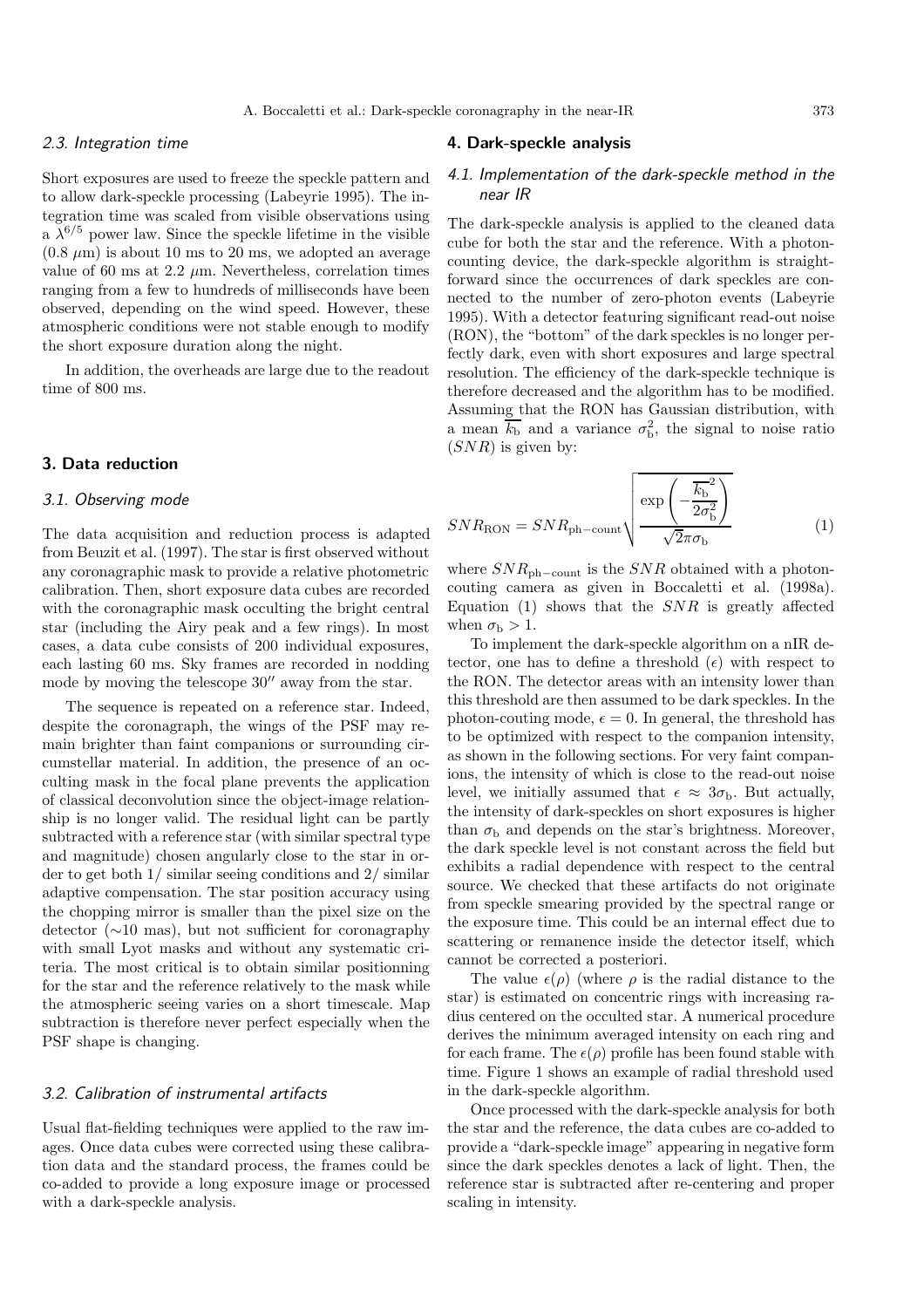### 2.3. Integration time

Short exposures are used to freeze the speckle pattern and to allow dark-speckle processing (Labeyrie 1995). The integration time was scaled from visible observations using a $\lambda^{6/5}$ power law. Since the speckle lifetime in the visible ($0.8\ \mu$m) is about 10 ms to 20 ms, we adopted an average value of 60 ms at 2.2 $\mu$m. Nevertheless, correlation times ranging from a few to hundreds of milliseconds have been observed, depending on the wind speed. However, these atmospheric conditions were not stable enough to modify the short exposure duration along the night.

In addition, the overheads are large due to the readout time of 800 ms.

## 3. Data reduction

### 3.1. Observing mode

The data acquisition and reduction process is adapted from Beuzit et al. (1997). The star is first observed without any coronagraphic mask to provide a relative photometric calibration. Then, short exposure data cubes are recorded with the coronagraphic mask occulting the bright central star (including the Airy peak and a few rings). In most cases, a data cube consists of 200 individual exposures, each lasting 60 ms. Sky frames are recorded in nodding mode by moving the telescope 30′′ away from the star.

The sequence is repeated on a reference star. Indeed, despite the coronagraph, the wings of the PSF may remain brighter than faint companions or surrounding circumstellar material. In addition, the presence of an occulting mask in the focal plane prevents the application of classical deconvolution since the object-image relationship is no longer valid. The residual light can be partly subtracted with a reference star (with similar spectral type and magnitude) chosen angularly close to the star in order to get both 1/ similar seeing conditions and 2/ similar adaptive compensation. The star position accuracy using the chopping mirror is smaller than the pixel size on the detector (∼10 mas), but not sufficient for coronagraphy with small Lyot masks and without any systematic criteria. The most critical is to obtain similar positionning for the star and the reference relatively to the mask while the atmospheric seeing varies on a short timescale. Map subtraction is therefore never perfect especially when the PSF shape is changing.

### 3.2. Calibration of instrumental artifacts

Usual flat-fielding techniques were applied to the raw images. Once data cubes were corrected using these calibration data and the standard process, the frames could be co-added to provide a long exposure image or processed with a dark-speckle analysis.

## 4. Dark-speckle analysis

### 4.1. Implementation of the dark-speckle method in the near IR

The dark-speckle analysis is applied to the cleaned data cube for both the star and the reference. With a photon-counting device, the dark-speckle algorithm is straightforward since the occurrences of dark speckles are connected to the number of zero-photon events (Labeyrie 1995). With a detector featuring significant read-out noise (RON), the "bottom" of the dark speckles is no longer perfectly dark, even with short exposures and large spectral resolution. The efficiency of the dark-speckle technique is therefore decreased and the algorithm has to be modified. Assuming that the RON has Gaussian distribution, with a mean $\overline{k_{\rm b}}$ and a variance $\sigma_{\rm b}^2$, the signal to noise ratio ($SNR$) is given by:

$$SNR_{\rm RON} = SNR_{\rm ph-count}\sqrt{\frac{\exp\left(-\dfrac{\overline{k_{\rm b}}^2}{2\sigma_{\rm b}^2}\right)}{\sqrt{2}\pi\sigma_{\rm b}}} \tag{1}$$

where $SNR_{\rm ph-count}$ is the $SNR$ obtained with a photon-couting camera as given in Boccaletti et al. (1998a). Equation (1) shows that the $SNR$ is greatly affected when $\sigma_{\rm b} > 1$.

To implement the dark-speckle algorithm on a nIR detector, one has to define a threshold ($\epsilon$) with respect to the RON. The detector areas with an intensity lower than this threshold are then assumed to be dark speckles. In the photon-couting mode, $\epsilon = 0$. In general, the threshold has to be optimized with respect to the companion intensity, as shown in the following sections. For very faint companions, the intensity of which is close to the read-out noise level, we initially assumed that $\epsilon \approx 3\sigma_{\rm b}$. But actually, the intensity of dark-speckles on short exposures is higher than $\sigma_{\rm b}$ and depends on the star's brightness. Moreover, the dark speckle level is not constant across the field but exhibits a radial dependence with respect to the central source. We checked that these artifacts do not originate from speckle smearing provided by the spectral range or the exposure time. This could be an internal effect due to scattering or remanence inside the detector itself, which cannot be corrected a posteriori.

The value $\epsilon(\rho)$ (where $\rho$ is the radial distance to the star) is estimated on concentric rings with increasing radius centered on the occulted star. A numerical procedure derives the minimum averaged intensity on each ring and for each frame. The $\epsilon(\rho)$ profile has been found stable with time. Figure 1 shows an example of radial threshold used in the dark-speckle algorithm.

Once processed with the dark-speckle analysis for both the star and the reference, the data cubes are co-added to provide a "dark-speckle image" appearing in negative form since the dark speckles denotes a lack of light. Then, the reference star is subtracted after re-centering and proper scaling in intensity.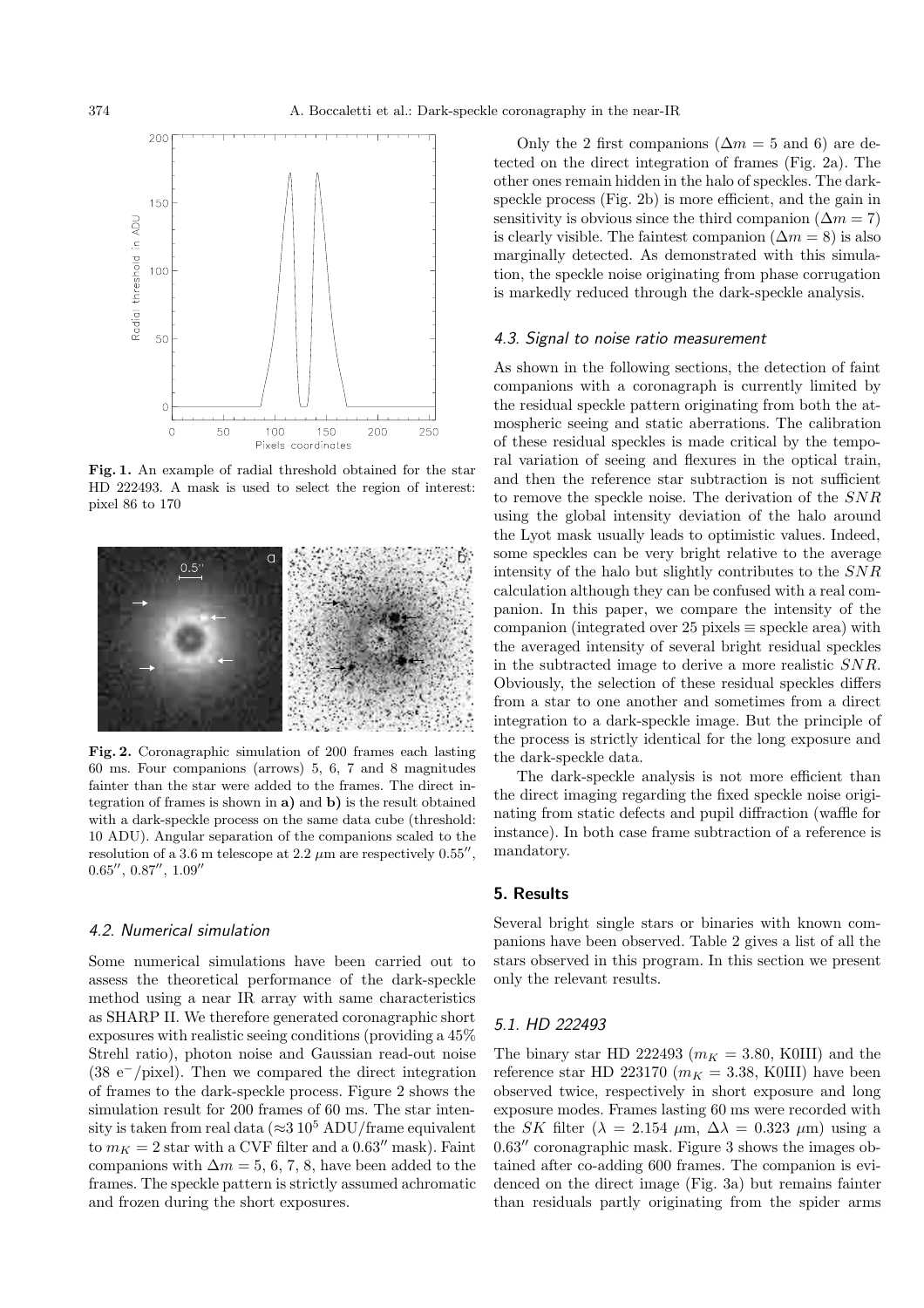Fig. 1. An example of radial threshold obtained for the star HD 222493. A mask is used to select the region of interest: pixel 86 to 170

Fig. 2. Coronagraphic simulation of 200 frames each lasting 60 ms. Four companions (arrows) 5, 6, 7 and 8 magnitudes fainter than the star were added to the frames. The direct integration of frames is shown in **a)** and **b)** is the result obtained with a dark-speckle process on the same data cube (threshold: 10 ADU). Angular separation of the companions scaled to the resolution of a 3.6 m telescope at 2.2 $\mu$m are respectively 0.55″, 0.65″, 0.87″, 1.09″

### 4.2. Numerical simulation

Some numerical simulations have been carried out to assess the theoretical performance of the dark-speckle method using a near IR array with same characteristics as SHARP II. We therefore generated coronagraphic short exposures with realistic seeing conditions (providing a 45% Strehl ratio), photon noise and Gaussian read-out noise (38 e$^-$/pixel). Then we compared the direct integration of frames to the dark-speckle process. Figure 2 shows the simulation result for 200 frames of 60 ms. The star intensity is taken from real data ($\approx 3\,10^5$ ADU/frame equivalent to $m_K = 2$ star with a CVF filter and a 0.63″ mask). Faint companions with $\Delta m = 5$, 6, 7, 8, have been added to the frames. The speckle pattern is strictly assumed achromatic and frozen during the short exposures.

Only the 2 first companions ($\Delta m = 5$ and 6) are detected on the direct integration of frames (Fig. 2a). The other ones remain hidden in the halo of speckles. The dark-speckle process (Fig. 2b) is more efficient, and the gain in sensitivity is obvious since the third companion ($\Delta m = 7$) is clearly visible. The faintest companion ($\Delta m = 8$) is also marginally detected. As demonstrated with this simulation, the speckle noise originating from phase corrugation is markedly reduced through the dark-speckle analysis.

### 4.3. Signal to noise ratio measurement

As shown in the following sections, the detection of faint companions with a coronagraph is currently limited by the residual speckle pattern originating from both the atmospheric seeing and static aberrations. The calibration of these residual speckles is made critical by the temporal variation of seeing and flexures in the optical train, and then the reference star subtraction is not sufficient to remove the speckle noise. The derivation of the $SNR$ using the global intensity deviation of the halo around the Lyot mask usually leads to optimistic values. Indeed, some speckles can be very bright relative to the average intensity of the halo but slightly contributes to the $SNR$ calculation although they can be confused with a real companion. In this paper, we compare the intensity of the companion (integrated over 25 pixels ≡ speckle area) with the averaged intensity of several bright residual speckles in the subtracted image to derive a more realistic $SNR$. Obviously, the selection of these residual speckles differs from a star to one another and sometimes from a direct integration to a dark-speckle image. But the principle of the process is strictly identical for the long exposure and the dark-speckle data.

The dark-speckle analysis is not more efficient than the direct imaging regarding the fixed speckle noise originating from static defects and pupil diffraction (waffle for instance). In both case frame subtraction of a reference is mandatory.

## 5. Results

Several bright single stars or binaries with known companions have been observed. Table 2 gives a list of all the stars observed in this program. In this section we present only the relevant results.

### 5.1. HD 222493

The binary star HD 222493 ($m_K = 3.80$, K0III) and the reference star HD 223170 ($m_K = 3.38$, K0III) have been observed twice, respectively in short exposure and long exposure modes. Frames lasting 60 ms were recorded with the $SK$ filter ($\lambda = 2.154$ $\mu$m, $\Delta\lambda = 0.323$ $\mu$m) using a 0.63″ coronagraphic mask. Figure 3 shows the images obtained after co-adding 600 frames. The companion is evidenced on the direct image (Fig. 3a) but remains fainter than residuals partly originating from the spider arms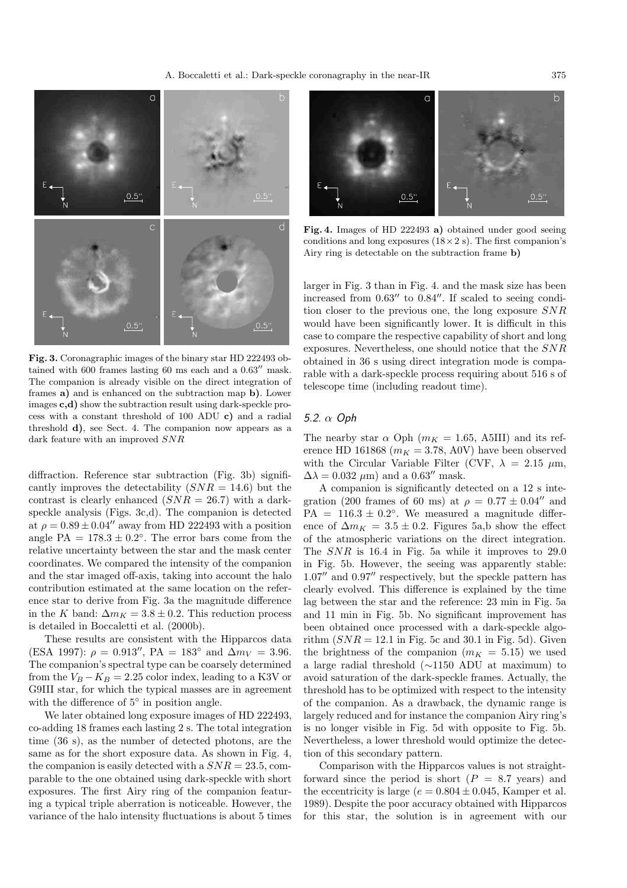**Fig. 3.** Coronagraphic images of the binary star HD 222493 obtained with 600 frames lasting 60 ms each and a $0.63''$ mask. The companion is already visible on the direct integration of frames **a)** and is enhanced on the subtraction map **b)**. Lower images **c,d)** show the subtraction result using dark-speckle process with a constant threshold of 100 ADU **c)** and a radial threshold **d)**, see Sect. 4. The companion now appears as a dark feature with an improved $SNR$

diffraction. Reference star subtraction (Fig. 3b) significantly improves the detectability ($SNR = 14.6$) but the contrast is clearly enhanced ($SNR = 26.7$) with a dark-speckle analysis (Figs. 3c,d). The companion is detected at $\rho = 0.89 \pm 0.04''$ away from HD 222493 with a position angle PA $= 178.3 \pm 0.2°$. The error bars come from the relative uncertainty between the star and the mask center coordinates. We compared the intensity of the companion and the star imaged off-axis, taking into account the halo contribution estimated at the same location on the reference star to derive from Fig. 3a the magnitude difference in the $K$ band: $\Delta m_K = 3.8 \pm 0.2$. This reduction process is detailed in Boccaletti et al. (2000b).

These results are consistent with the Hipparcos data (ESA 1997): $\rho = 0.913''$, PA $= 183°$ and $\Delta m_V = 3.96$. The companion's spectral type can be coarsely determined from the $V_B - K_B = 2.25$ color index, leading to a K3V or G9III star, for which the typical masses are in agreement with the difference of 5° in position angle.

We later obtained long exposure images of HD 222493, co-adding 18 frames each lasting 2 s. The total integration time (36 s), as the number of detected photons, are the same as for the short exposure data. As shown in Fig. 4, the companion is easily detected with a $SNR = 23.5$, comparable to the one obtained using dark-speckle with short exposures. The first Airy ring of the companion featuring a typical triple aberration is noticeable. However, the variance of the halo intensity fluctuations is about 5 times larger in Fig. 3 than in Fig. 4. and the mask size has been increased from $0.63''$ to $0.84''$. If scaled to seeing conditions closer to the previous one, the long exposure $SNR$ would have been significantly lower. It is difficult in this case to compare the respective capability of short and long exposures. Nevertheless, one should notice that the $SNR$ obtained in 36 s using direct integration mode is comparable with a dark-speckle process requiring about 516 s of telescope time (including readout time).

**Fig. 4.** Images of HD 222493 **a)** obtained under good seeing conditions and long exposures ($18 \times 2$ s). The first companion's Airy ring is detectable on the subtraction frame **b)**

### 5.2. $\alpha$ Oph

The nearby star $\alpha$ Oph ($m_K = 1.65$, A5III) and its reference HD 161868 ($m_K = 3.78$, A0V) have been observed with the Circular Variable Filter (CVF, $\lambda = 2.15$ $\mu$m, $\Delta\lambda = 0.032$ $\mu$m) and a $0.63''$ mask.

A companion is significantly detected on a 12 s integration (200 frames of 60 ms) at $\rho = 0.77 \pm 0.04''$ and PA $= 116.3 \pm 0.2°$. We measured a magnitude difference of $\Delta m_K = 3.5 \pm 0.2$. Figures 5a,b show the effect of the atmospheric variations on the direct integration. The $SNR$ is 16.4 in Fig. 5a while it improves to 29.0 in Fig. 5b. However, the seeing was apparently stable: $1.07''$ and $0.97''$ respectively, but the speckle pattern has clearly evolved. This difference is explained by the time lag between the star and the reference: 23 min in Fig. 5a and 11 min in Fig. 5b. No significant improvement has been obtained once processed with a dark-speckle algorithm ($SNR = 12.1$ in Fig. 5c and 30.1 in Fig. 5d). Given the brightness of the companion ($m_K = 5.15$) we used a large radial threshold ($\sim$1150 ADU at maximum) to avoid saturation of the dark-speckle frames. Actually, the threshold has to be optimized with respect to the intensity of the companion. As a drawback, the dynamic range is largely reduced and for instance the companion Airy ring's is no longer visible in Fig. 5d with opposite to Fig. 5b. Nevertheless, a lower threshold would optimize the detection of this secondary pattern.

Comparison with the Hipparcos values is not straightforward since the period is short ($P = 8.7$ years) and the eccentricity is large ($e = 0.804 \pm 0.045$, Kamper et al. 1989). Despite the poor accuracy obtained with Hipparcos for this star, the solution is in agreement with our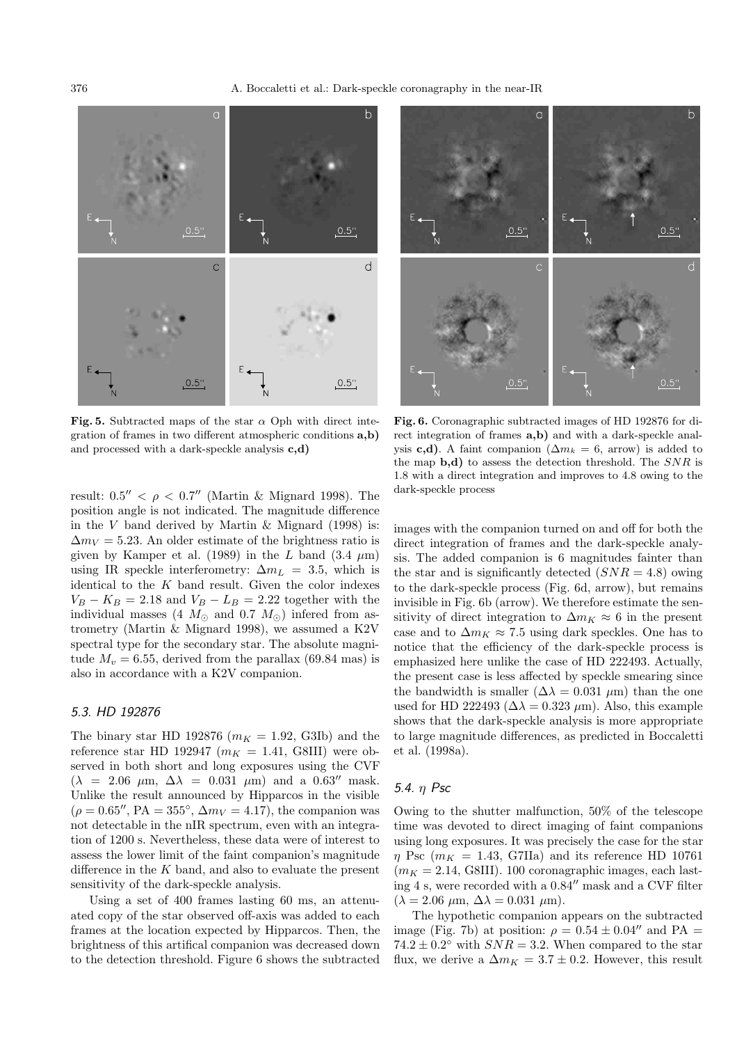**Fig. 5.** Subtracted maps of the star $\alpha$ Oph with direct integration of frames in two different atmospheric conditions **a,b)** and processed with a dark-speckle analysis **c,d)**

**Fig. 6.** Coronagraphic subtracted images of HD 192876 for direct integration of frames **a,b)** and with a dark-speckle analysis **c,d)**. A faint companion ($\Delta m_k = 6$, arrow) is added to the map **b,d)** to assess the detection threshold. The $SNR$ is 1.8 with a direct integration and improves to 4.8 owing to the dark-speckle process

result: $0.5'' < \rho < 0.7''$ (Martin & Mignard 1998). The position angle is not indicated. The magnitude difference in the $V$ band derived by Martin & Mignard (1998) is: $\Delta m_V = 5.23$. An older estimate of the brightness ratio is given by Kamper et al. (1989) in the $L$ band (3.4 $\mu$m) using IR speckle interferometry: $\Delta m_L = 3.5$, which is identical to the $K$ band result. Given the color indexes $V_B - K_B = 2.18$ and $V_B - L_B = 2.22$ together with the individual masses (4 $M_\odot$ and 0.7 $M_\odot$) infered from astrometry (Martin & Mignard 1998), we assumed a K2V spectral type for the secondary star. The absolute magnitude $M_v = 6.55$, derived from the parallax (69.84 mas) is also in accordance with a K2V companion.

### 5.3. HD 192876

The binary star HD 192876 ($m_K = 1.92$, G3Ib) and the reference star HD 192947 ($m_K = 1.41$, G8III) were observed in both short and long exposures using the CVF ($\lambda = 2.06$ $\mu$m, $\Delta\lambda = 0.031$ $\mu$m) and a $0.63''$ mask. Unlike the result announced by Hipparcos in the visible ($\rho = 0.65''$, PA $= 355°$, $\Delta m_V = 4.17$), the companion was not detectable in the nIR spectrum, even with an integration of 1200 s. Nevertheless, these data were of interest to assess the lower limit of the faint companion's magnitude difference in the $K$ band, and also to evaluate the present sensitivity of the dark-speckle analysis.

Using a set of 400 frames lasting 60 ms, an attenuated copy of the star observed off-axis was added to each frames at the location expected by Hipparcos. Then, the brightness of this artifical companion was decreased down to the detection threshold. Figure 6 shows the subtracted images with the companion turned on and off for both the direct integration of frames and the dark-speckle analysis. The added companion is 6 magnitudes fainter than the star and is significantly detected ($SNR = 4.8$) owing to the dark-speckle process (Fig. 6d, arrow), but remains invisible in Fig. 6b (arrow). We therefore estimate the sensitivity of direct integration to $\Delta m_K \approx 6$ in the present case and to $\Delta m_K \approx 7.5$ using dark speckles. One has to notice that the efficiency of the dark-speckle process is emphasized here unlike the case of HD 222493. Actually, the present case is less affected by speckle smearing since the bandwidth is smaller ($\Delta\lambda = 0.031$ $\mu$m) than the one used for HD 222493 ($\Delta\lambda = 0.323$ $\mu$m). Also, this example shows that the dark-speckle analysis is more appropriate to large magnitude differences, as predicted in Boccaletti et al. (1998a).

### 5.4. $\eta$ Psc

Owing to the shutter malfunction, 50% of the telescope time was devoted to direct imaging of faint companions using long exposures. It was precisely the case for the star $\eta$ Psc ($m_K = 1.43$, G7IIa) and its reference HD 10761 ($m_K = 2.14$, G8III). 100 coronagraphic images, each lasting 4 s, were recorded with a $0.84''$ mask and a CVF filter ($\lambda = 2.06$ $\mu$m, $\Delta\lambda = 0.031$ $\mu$m).

The hypothetic companion appears on the subtracted image (Fig. 7b) at position: $\rho = 0.54 \pm 0.04''$ and PA $= 74.2 \pm 0.2°$ with $SNR = 3.2$. When compared to the star flux, we derive a $\Delta m_K = 3.7 \pm 0.2$. However, this result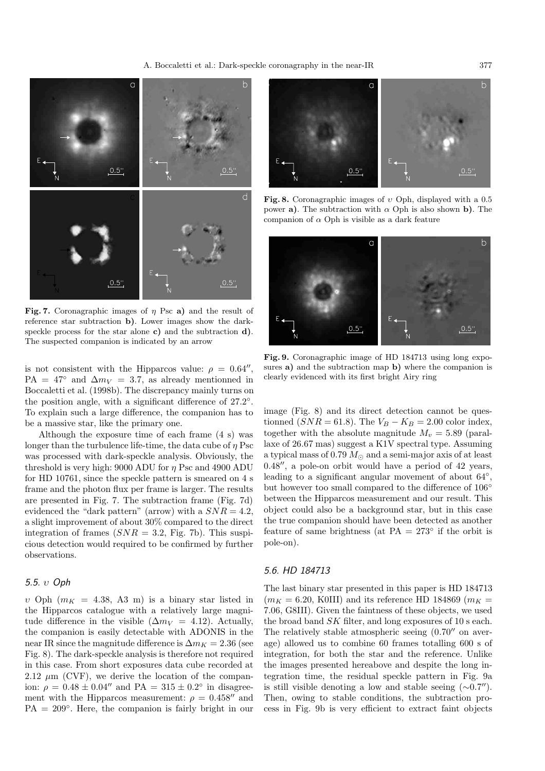**Fig. 7.** Coronagraphic images of $\eta$ Psc **a)** and the result of reference star subtraction **b)**. Lower images show the dark-speckle process for the star alone **c)** and the subtraction **d)**. The suspected companion is indicated by an arrow

**Fig. 8.** Coronagraphic images of $\upsilon$ Oph, displayed with a 0.5 power **a)**. The subtraction with $\alpha$ Oph is also shown **b)**. The companion of $\alpha$ Oph is visible as a dark feature

**Fig. 9.** Coronagraphic image of HD 184713 using long exposures **a)** and the subtraction map **b)** where the companion is clearly evidenced with its first bright Airy ring

is not consistent with the Hipparcos value: $\rho = 0.64''$, PA = 47° and $\Delta m_V = 3.7$, as already mentionned in Boccaletti et al. (1998b). The discrepancy mainly turns on the position angle, with a significant difference of 27.2°. To explain such a large difference, the companion has to be a massive star, like the primary one.

Although the exposure time of each frame (4 s) was longer than the turbulence life-time, the data cube of $\eta$ Psc was processed with dark-speckle analysis. Obviously, the threshold is very high: 9000 ADU for $\eta$ Psc and 4900 ADU for HD 10761, since the speckle pattern is smeared on 4 s frame and the photon flux per frame is larger. The results are presented in Fig. 7. The subtraction frame (Fig. 7d) evidenced the "dark pattern" (arrow) with a $SNR = 4.2$, a slight improvement of about 30% compared to the direct integration of frames ($SNR = 3.2$, Fig. 7b). This suspicious detection would required to be confirmed by further observations.

### 5.5. $\upsilon$ Oph

$\upsilon$ Oph ($m_K = 4.38$, A3 m) is a binary star listed in the Hipparcos catalogue with a relatively large magnitude difference in the visible ($\Delta m_V = 4.12$). Actually, the companion is easily detectable with ADONIS in the near IR since the magnitude difference is $\Delta m_K = 2.36$ (see Fig. 8). The dark-speckle analysis is therefore not required in this case. From short exposures data cube recorded at 2.12 $\mu$m (CVF), we derive the location of the companion: $\rho = 0.48 \pm 0.04''$ and PA $= 315 \pm 0.2°$ in disagreement with the Hipparcos measurement: $\rho = 0.458''$ and PA = 209°. Here, the companion is fairly bright in our image (Fig. 8) and its direct detection cannot be questionned ($SNR = 61.8$). The $V_B - K_B = 2.00$ color index, together with the absolute magnitude $M_v = 5.89$ (parallaxe of 26.67 mas) suggest a K1V spectral type. Assuming a typical mass of 0.79 $M_\odot$ and a semi-major axis of at least $0.48''$, a pole-on orbit would have a period of 42 years, leading to a significant angular movement of about 64°, but however too small compared to the difference of 106° between the Hipparcos measurement and our result. This object could also be a background star, but in this case the true companion should have been detected as another feature of same brightness (at PA = 273° if the orbit is pole-on).

### 5.6. HD 184713

The last binary star presented in this paper is HD 184713 ($m_K = 6.20$, K0III) and its reference HD 184869 ($m_K = 7.06$, G8III). Given the faintness of these objects, we used the broad band $SK$ filter, and long exposures of 10 s each. The relatively stable atmospheric seeing ($0.70''$ on average) allowed us to combine 60 frames totalling 600 s of integration, for both the star and the reference. Unlike the images presented hereabove and despite the long integration time, the residual speckle pattern in Fig. 9a is still visible denoting a low and stable seeing ($\sim 0.7''$). Then, owing to stable conditions, the subtraction process in Fig. 9b is very efficient to extract faint objects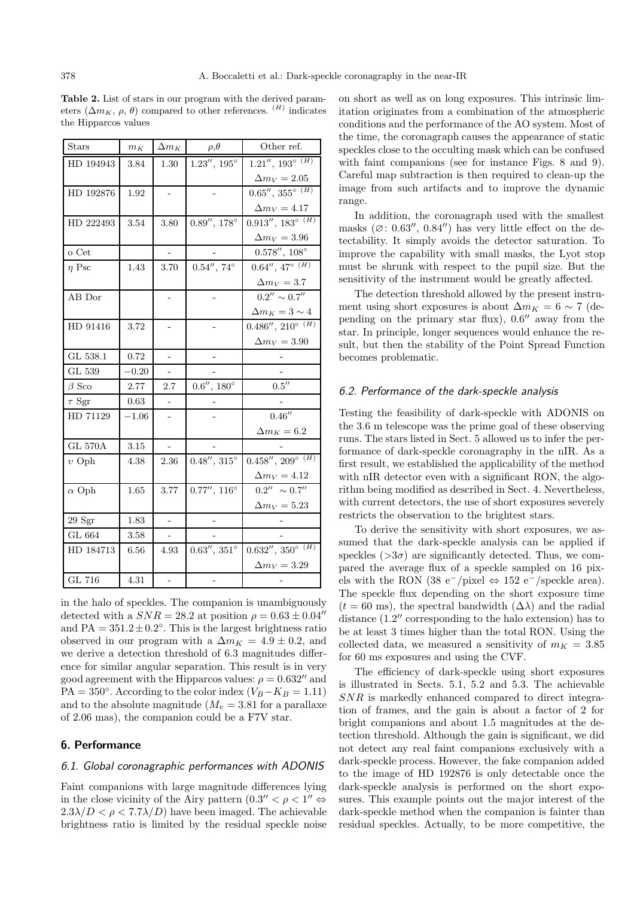**Table 2.** List of stars in our program with the derived parameters ($\Delta m_K$, $\rho$, $\theta$) compared to other references. $^{(H)}$ indicates the Hipparcos values

| Stars | $m_K$ | $\Delta m_K$ | $\rho$,$\theta$ | Other ref. |
|---|---|---|---|---|
| HD 194943 | 3.84 | 1.30 | $1.23''$, $195°$ | $1.21''$, $193°$ $^{(H)}$ |
| | | | | $\Delta m_V = 2.05$ |
| HD 192876 | 1.92 | - | - | $0.65''$, $355°$ $^{(H)}$ |
| | | | | $\Delta m_V = 4.17$ |
| HD 222493 | 3.54 | 3.80 | $0.89''$, $178°$ | $0.913''$, $183°$ $^{(H)}$ |
| | | | | $\Delta m_V = 3.96$ |
| o Cet | | - | - | $0.578''$, $108°$ |
| $\eta$ Psc | 1.43 | 3.70 | $0.54''$, $74°$ | $0.64''$, $47°$ $^{(H)}$ |
| | | | | $\Delta m_V = 3.7$ |
| AB Dor | | - | - | $0.2'' \sim 0.7''$ |
| | | | | $\Delta m_K = 3 \sim 4$ |
| HD 91416 | 3.72 | - | - | $0.486''$, $210°$ $^{(H)}$ |
| | | | | $\Delta m_V = 3.90$ |
| GL 538.1 | 0.72 | - | - | - |
| GL 539 | $-0.20$ | - | - | - |
| $\beta$ Sco | 2.77 | 2.7 | $0.6''$, $180°$ | $0.5''$ |
| $\tau$ Sgr | 0.63 | - | - | - |
| HD 71129 | $-1.06$ | - | - | $0.46''$ |
| | | | | $\Delta m_K = 6.2$ |
| GL 570A | 3.15 | - | - | - |
| $\upsilon$ Oph | 4.38 | 2.36 | $0.48''$, $315°$ | $0.458''$, $209°$ $^{(H)}$ |
| | | | | $\Delta m_V = 4.12$ |
| $\alpha$ Oph | 1.65 | 3.77 | $0.77''$, $116°$ | $0.2'' \sim 0.7''$ |
| | | | | $\Delta m_V = 5.23$ |
| 29 Sgr | 1.83 | - | - | - |
| GL 664 | 3.58 | - | - | - |
| HD 184713 | 6.56 | 4.93 | $0.63''$, $351°$ | $0.632''$, $350°$ $^{(H)}$ |
| | | | | $\Delta m_V = 3.29$ |
| GL 716 | 4.31 | - | - | - |

in the halo of speckles. The companion is unambiguously detected with a $SNR = 28.2$ at position $\rho = 0.63 \pm 0.04''$ and PA $= 351.2 \pm 0.2°$. This is the largest brightness ratio observed in our program with a $\Delta m_K = 4.9 \pm 0.2$, and we derive a detection threshold of 6.3 magnitudes difference for similar angular separation. This result is in very good agreement with the Hipparcos values: $\rho = 0.632''$ and PA $= 350°$. According to the color index ($V_B - K_B = 1.11$) and to the absolute magnitude ($M_v = 3.81$ for a parallaxe of 2.06 mas), the companion could be a F7V star.

## 6. Performance

### 6.1. Global coronagraphic performances with ADONIS

Faint companions with large magnitude differences lying in the close vicinity of the Airy pattern ($0.3'' < \rho < 1'' \Leftrightarrow 2.3\lambda/D < \rho < 7.7\lambda/D$) have been imaged. The achievable brightness ratio is limited by the residual speckle noise on short as well as on long exposures. This intrinsic limitation originates from a combination of the atmospheric conditions and the performance of the AO system. Most of the time, the coronagraph causes the appearance of static speckles close to the occulting mask which can be confused with faint companions (see for instance Figs. 8 and 9). Careful map subtraction is then required to clean-up the image from such artifacts and to improve the dynamic range.

In addition, the coronagraph used with the smallest masks (∅: $0.63''$, $0.84''$) has very little effect on the detectability. It simply avoids the detector saturation. To improve the capability with small masks, the Lyot stop must be shrunk with respect to the pupil size. But the sensitivity of the instrument would be greatly affected.

The detection threshold allowed by the present instrument using short exposures is about $\Delta m_K = 6 \sim 7$ (depending on the primary star flux), $0.6''$ away from the star. In principle, longer sequences would enhance the result, but then the stability of the Point Spread Function becomes problematic.

### 6.2. Performance of the dark-speckle analysis

Testing the feasibility of dark-speckle with ADONIS on the 3.6 m telescope was the prime goal of these observing runs. The stars listed in Sect. 5 allowed us to infer the performance of dark-speckle coronagraphy in the nIR. As a first result, we established the applicability of the method with nIR detector even with a significant RON, the algorithm being modified as described in Sect. 4. Nevertheless, with current detectors, the use of short exposures severely restricts the observation to the brightest stars.

To derive the sensitivity with short exposures, we assumed that the dark-speckle analysis can be applied if speckles ($>3\sigma$) are significantly detected. Thus, we compared the average flux of a speckle sampled on 16 pixels with the RON (38 $e^-$/pixel $\Leftrightarrow$ 152 $e^-$/speckle area). The speckle flux depending on the short exposure time ($t = 60$ ms), the spectral bandwidth ($\Delta\lambda$) and the radial distance ($1.2''$ corresponding to the halo extension) has to be at least 3 times higher than the total RON. Using the collected data, we measured a sensitivity of $m_K = 3.85$ for 60 ms exposures and using the CVF.

The efficiency of dark-speckle using short exposures is illustrated in Sects. 5.1, 5.2 and 5.3. The achievable $SNR$ is markedly enhanced compared to direct integration of frames, and the gain is about a factor of 2 for bright companions and about 1.5 magnitudes at the detection threshold. Although the gain is significant, we did not detect any real faint companions exclusively with a dark-speckle process. However, the fake companion added to the image of HD 192876 is only detectable once the dark-speckle analysis is performed on the short exposures. This example points out the major interest of the dark-speckle method when the companion is fainter than residual speckles. Actually, to be more competitive, the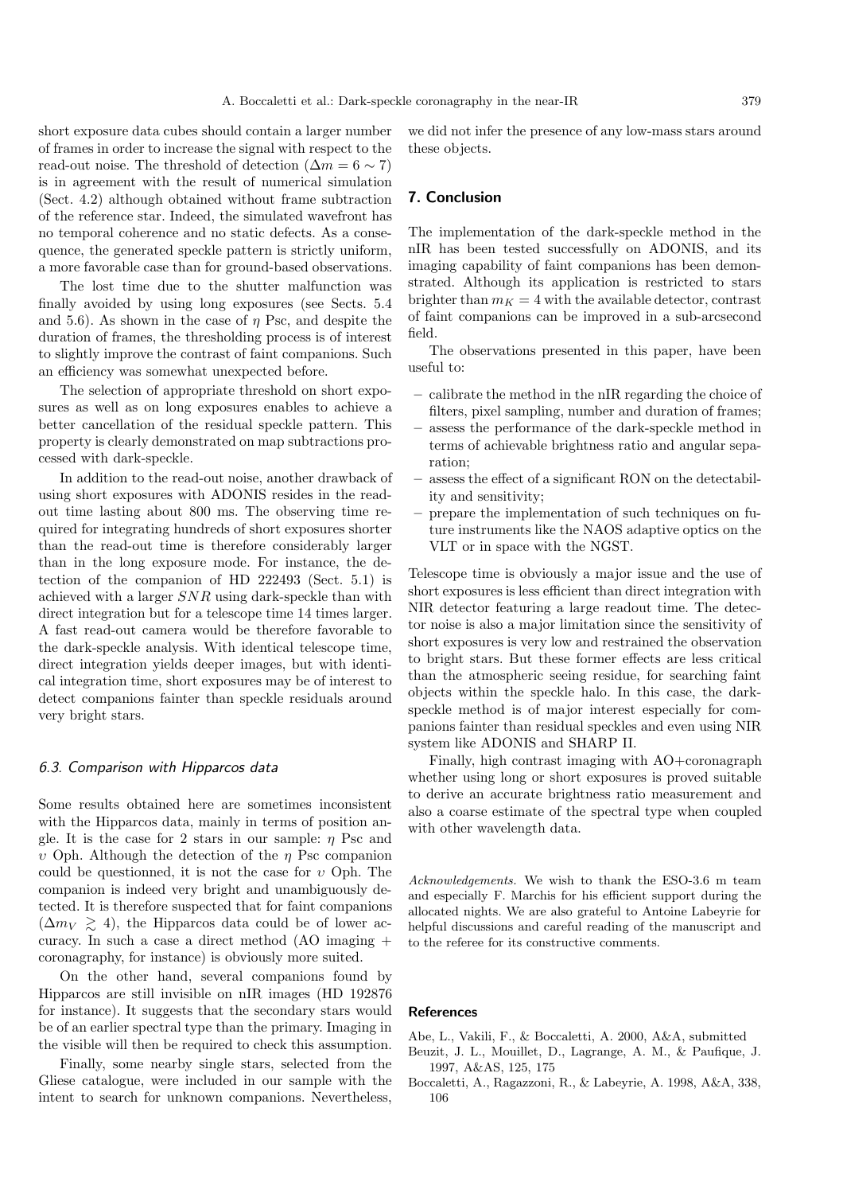short exposure data cubes should contain a larger number of frames in order to increase the signal with respect to the read-out noise. The threshold of detection ($\Delta m = 6 \sim 7$) is in agreement with the result of numerical simulation (Sect. 4.2) although obtained without frame subtraction of the reference star. Indeed, the simulated wavefront has no temporal coherence and no static defects. As a consequence, the generated speckle pattern is strictly uniform, a more favorable case than for ground-based observations.

The lost time due to the shutter malfunction was finally avoided by using long exposures (see Sects. 5.4 and 5.6). As shown in the case of $\eta$ Psc, and despite the duration of frames, the thresholding process is of interest to slightly improve the contrast of faint companions. Such an efficiency was somewhat unexpected before.

The selection of appropriate threshold on short exposures as well as on long exposures enables to achieve a better cancellation of the residual speckle pattern. This property is clearly demonstrated on map subtractions processed with dark-speckle.

In addition to the read-out noise, another drawback of using short exposures with ADONIS resides in the read-out time lasting about 800 ms. The observing time required for integrating hundreds of short exposures shorter than the read-out time is therefore considerably larger than in the long exposure mode. For instance, the detection of the companion of HD 222493 (Sect. 5.1) is achieved with a larger $SNR$ using dark-speckle than with direct integration but for a telescope time 14 times larger. A fast read-out camera would be therefore favorable to the dark-speckle analysis. With identical telescope time, direct integration yields deeper images, but with identical integration time, short exposures may be of interest to detect companions fainter than speckle residuals around very bright stars.

### 6.3. Comparison with Hipparcos data

Some results obtained here are sometimes inconsistent with the Hipparcos data, mainly in terms of position angle. It is the case for 2 stars in our sample: $\eta$ Psc and $\upsilon$ Oph. Although the detection of the $\eta$ Psc companion could be questionned, it is not the case for $\upsilon$ Oph. The companion is indeed very bright and unambiguously detected. It is therefore suspected that for faint companions ($\Delta m_V \gtrsim 4$), the Hipparcos data could be of lower accuracy. In such a case a direct method (AO imaging + coronagraphy, for instance) is obviously more suited.

On the other hand, several companions found by Hipparcos are still invisible on nIR images (HD 192876 for instance). It suggests that the secondary stars would be of an earlier spectral type than the primary. Imaging in the visible will then be required to check this assumption.

Finally, some nearby single stars, selected from the Gliese catalogue, were included in our sample with the intent to search for unknown companions. Nevertheless, we did not infer the presence of any low-mass stars around these objects.

## 7. Conclusion

The implementation of the dark-speckle method in the nIR has been tested successfully on ADONIS, and its imaging capability of faint companions has been demonstrated. Although its application is restricted to stars brighter than $m_K = 4$ with the available detector, contrast of faint companions can be improved in a sub-arcsecond field.

The observations presented in this paper, have been useful to:

- calibrate the method in the nIR regarding the choice of filters, pixel sampling, number and duration of frames;
- assess the performance of the dark-speckle method in terms of achievable brightness ratio and angular separation;
- assess the effect of a significant RON on the detectability and sensitivity;
- prepare the implementation of such techniques on future instruments like the NAOS adaptive optics on the VLT or in space with the NGST.

Telescope time is obviously a major issue and the use of short exposures is less efficient than direct integration with NIR detector featuring a large readout time. The detector noise is also a major limitation since the sensitivity of short exposures is very low and restrained the observation to bright stars. But these former effects are less critical than the atmospheric seeing residue, for searching faint objects within the speckle halo. In this case, the dark-speckle method is of major interest especially for companions fainter than residual speckles and even using NIR system like ADONIS and SHARP II.

Finally, high contrast imaging with AO+coronagraph whether using long or short exposures is proved suitable to derive an accurate brightness ratio measurement and also a coarse estimate of the spectral type when coupled with other wavelength data.

*Acknowledgements.* We wish to thank the ESO-3.6 m team and especially F. Marchis for his efficient support during the allocated nights. We are also grateful to Antoine Labeyrie for helpful discussions and careful reading of the manuscript and to the referee for its constructive comments.

## References

Abe, L., Vakili, F., & Boccaletti, A. 2000, A&A, submitted

Beuzit, J. L., Mouillet, D., Lagrange, A. M., & Paufique, J. 1997, A&AS, 125, 175

Boccaletti, A., Ragazzoni, R., & Labeyrie, A. 1998, A&A, 338, 106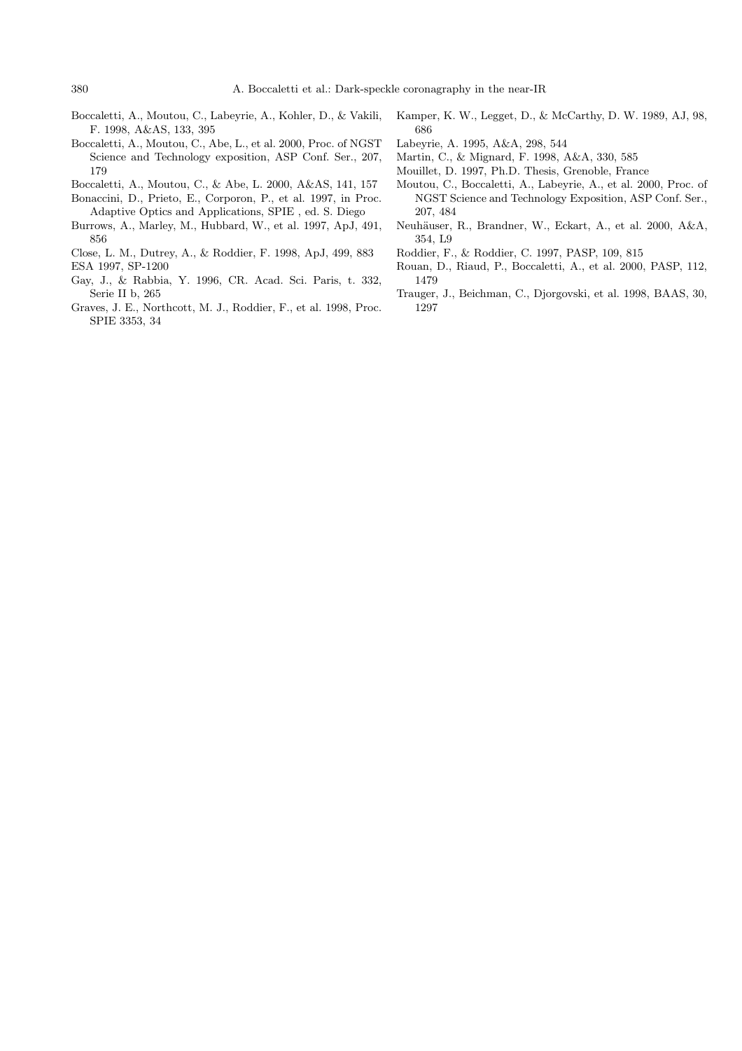Boccaletti, A., Moutou, C., Labeyrie, A., Kohler, D., & Vakili, F. 1998, A&AS, 133, 395

Boccaletti, A., Moutou, C., Abe, L., et al. 2000, Proc. of NGST Science and Technology exposition, ASP Conf. Ser., 207, 179

Boccaletti, A., Moutou, C., & Abe, L. 2000, A&AS, 141, 157

Bonaccini, D., Prieto, E., Corporon, P., et al. 1997, in Proc. Adaptive Optics and Applications, SPIE , ed. S. Diego

Burrows, A., Marley, M., Hubbard, W., et al. 1997, ApJ, 491, 856

Close, L. M., Dutrey, A., & Roddier, F. 1998, ApJ, 499, 883

ESA 1997, SP-1200

Gay, J., & Rabbia, Y. 1996, CR. Acad. Sci. Paris, t. 332, Serie II b, 265

Graves, J. E., Northcott, M. J., Roddier, F., et al. 1998, Proc. SPIE 3353, 34

Kamper, K. W., Legget, D., & McCarthy, D. W. 1989, AJ, 98, 686

Labeyrie, A. 1995, A&A, 298, 544

Martin, C., & Mignard, F. 1998, A&A, 330, 585

Mouillet, D. 1997, Ph.D. Thesis, Grenoble, France

Moutou, C., Boccaletti, A., Labeyrie, A., et al. 2000, Proc. of NGST Science and Technology Exposition, ASP Conf. Ser., 207, 484

Neuhäuser, R., Brandner, W., Eckart, A., et al. 2000, A&A, 354, L9

Roddier, F., & Roddier, C. 1997, PASP, 109, 815

Rouan, D., Riaud, P., Boccaletti, A., et al. 2000, PASP, 112, 1479

Trauger, J., Beichman, C., Djorgovski, et al. 1998, BAAS, 30, 1297